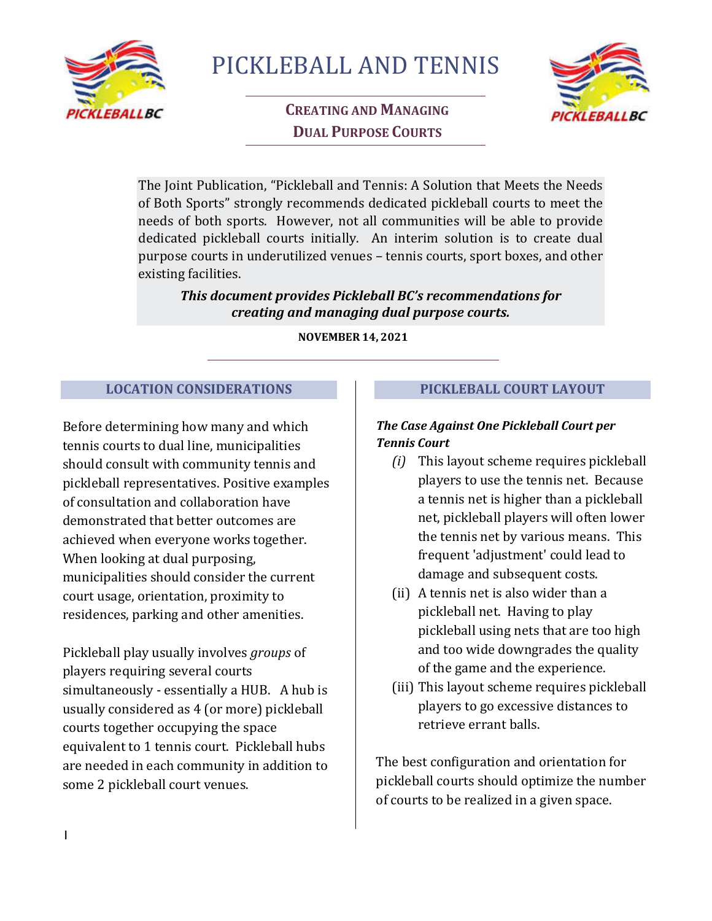# PICKLEBALL AND TENNIS

## CREATING AND MANAGING DUAL PURPOSE COURTS

The Joint Publication, "Pickleball and Tennis: A Solution that Meets the Needs of Both Sports" strongly recommends dedicated pickleball courts to meet the needs of both sports. However, not all communities will be able to provide dedicated pickleball courts initially. An interim solution is to create dual purpose courts in underutilized venues – tennis courts, sport boxes, and other existing facilities.

***This document provides Pickleball BC's recommendations for creating and managing dual purpose courts.***

**NOVEMBER 14, 2021**

## LOCATION CONSIDERATIONS

Before determining how many and which tennis courts to dual line, municipalities should consult with community tennis and pickleball representatives. Positive examples of consultation and collaboration have demonstrated that better outcomes are achieved when everyone works together. When looking at dual purposing, municipalities should consider the current court usage, orientation, proximity to residences, parking and other amenities.

Pickleball play usually involves *groups* of players requiring several courts simultaneously - essentially a HUB. A hub is usually considered as 4 (or more) pickleball courts together occupying the space equivalent to 1 tennis court. Pickleball hubs are needed in each community in addition to some 2 pickleball court venues.

## PICKLEBALL COURT LAYOUT

***The Case Against One Pickleball Court per Tennis Court***

- *(i)* This layout scheme requires pickleball players to use the tennis net. Because a tennis net is higher than a pickleball net, pickleball players will often lower the tennis net by various means. This frequent 'adjustment' could lead to damage and subsequent costs.
- (ii) A tennis net is also wider than a pickleball net. Having to play pickleball using nets that are too high and too wide downgrades the quality of the game and the experience.
- (iii) This layout scheme requires pickleball players to go excessive distances to retrieve errant balls.

The best configuration and orientation for pickleball courts should optimize the number of courts to be realized in a given space.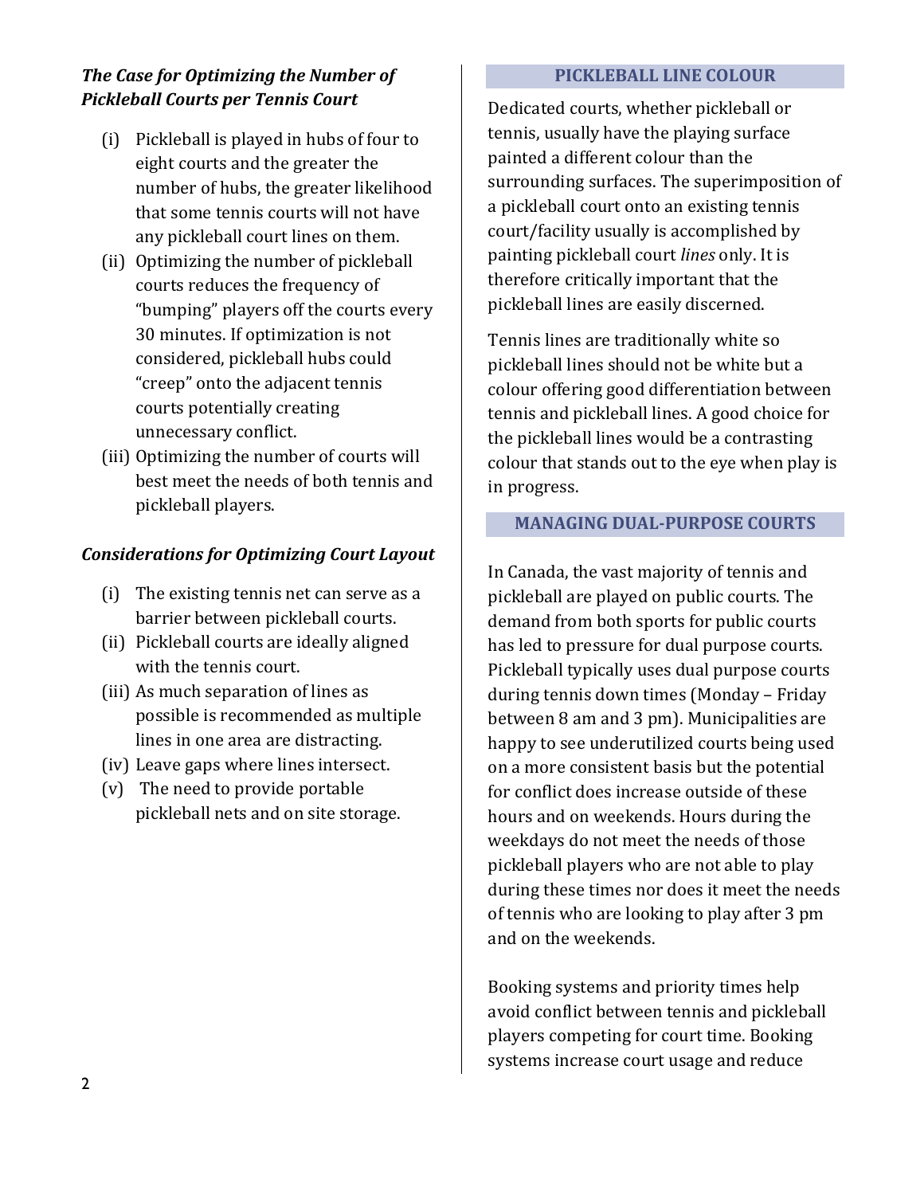***The Case for Optimizing the Number of Pickleball Courts per Tennis Court***

(i) Pickleball is played in hubs of four to eight courts and the greater the number of hubs, the greater likelihood that some tennis courts will not have any pickleball court lines on them.

(ii) Optimizing the number of pickleball courts reduces the frequency of "bumping" players off the courts every 30 minutes. If optimization is not considered, pickleball hubs could "creep" onto the adjacent tennis courts potentially creating unnecessary conflict.

(iii) Optimizing the number of courts will best meet the needs of both tennis and pickleball players.

***Considerations for Optimizing Court Layout***

(i) The existing tennis net can serve as a barrier between pickleball courts.

(ii) Pickleball courts are ideally aligned with the tennis court.

(iii) As much separation of lines as possible is recommended as multiple lines in one area are distracting.

(iv) Leave gaps where lines intersect.

(v) The need to provide portable pickleball nets and on site storage.

## PICKLEBALL LINE COLOUR

Dedicated courts, whether pickleball or tennis, usually have the playing surface painted a different colour than the surrounding surfaces. The superimposition of a pickleball court onto an existing tennis court/facility usually is accomplished by painting pickleball court *lines* only. It is therefore critically important that the pickleball lines are easily discerned.

Tennis lines are traditionally white so pickleball lines should not be white but a colour offering good differentiation between tennis and pickleball lines. A good choice for the pickleball lines would be a contrasting colour that stands out to the eye when play is in progress.

## MANAGING DUAL-PURPOSE COURTS

In Canada, the vast majority of tennis and pickleball are played on public courts. The demand from both sports for public courts has led to pressure for dual purpose courts. Pickleball typically uses dual purpose courts during tennis down times (Monday – Friday between 8 am and 3 pm). Municipalities are happy to see underutilized courts being used on a more consistent basis but the potential for conflict does increase outside of these hours and on weekends. Hours during the weekdays do not meet the needs of those pickleball players who are not able to play during these times nor does it meet the needs of tennis who are looking to play after 3 pm and on the weekends.

Booking systems and priority times help avoid conflict between tennis and pickleball players competing for court time. Booking systems increase court usage and reduce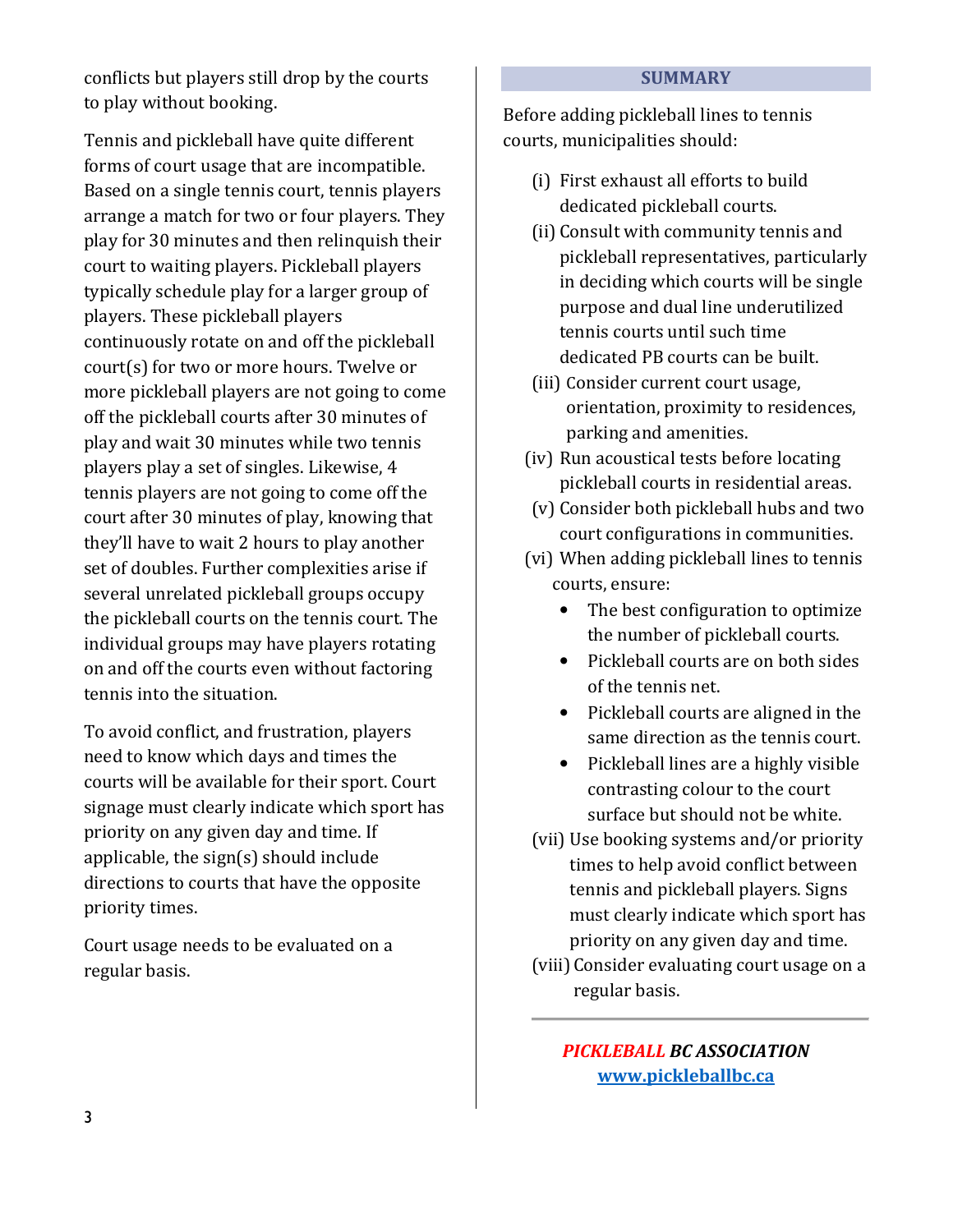conflicts but players still drop by the courts to play without booking.

Tennis and pickleball have quite different forms of court usage that are incompatible. Based on a single tennis court, tennis players arrange a match for two or four players. They play for 30 minutes and then relinquish their court to waiting players. Pickleball players typically schedule play for a larger group of players. These pickleball players continuously rotate on and off the pickleball court(s) for two or more hours. Twelve or more pickleball players are not going to come off the pickleball courts after 30 minutes of play and wait 30 minutes while two tennis players play a set of singles. Likewise, 4 tennis players are not going to come off the court after 30 minutes of play, knowing that they'll have to wait 2 hours to play another set of doubles. Further complexities arise if several unrelated pickleball groups occupy the pickleball courts on the tennis court. The individual groups may have players rotating on and off the courts even without factoring tennis into the situation.

To avoid conflict, and frustration, players need to know which days and times the courts will be available for their sport. Court signage must clearly indicate which sport has priority on any given day and time. If applicable, the sign(s) should include directions to courts that have the opposite priority times.

Court usage needs to be evaluated on a regular basis.

## SUMMARY

Before adding pickleball lines to tennis courts, municipalities should:

(i) First exhaust all efforts to build dedicated pickleball courts.

(ii) Consult with community tennis and pickleball representatives, particularly in deciding which courts will be single purpose and dual line underutilized tennis courts until such time dedicated PB courts can be built.

(iii) Consider current court usage, orientation, proximity to residences, parking and amenities.

(iv) Run acoustical tests before locating pickleball courts in residential areas.

(v) Consider both pickleball hubs and two court configurations in communities.

(vi) When adding pickleball lines to tennis courts, ensure:

- The best configuration to optimize the number of pickleball courts.
- Pickleball courts are on both sides of the tennis net.
- Pickleball courts are aligned in the same direction as the tennis court.
- Pickleball lines are a highly visible contrasting colour to the court surface but should not be white.

(vii) Use booking systems and/or priority times to help avoid conflict between tennis and pickleball players. Signs must clearly indicate which sport has priority on any given day and time.

(viii) Consider evaluating court usage on a regular basis.

---

***PICKLEBALL BC ASSOCIATION***
**www.pickleballbc.ca**